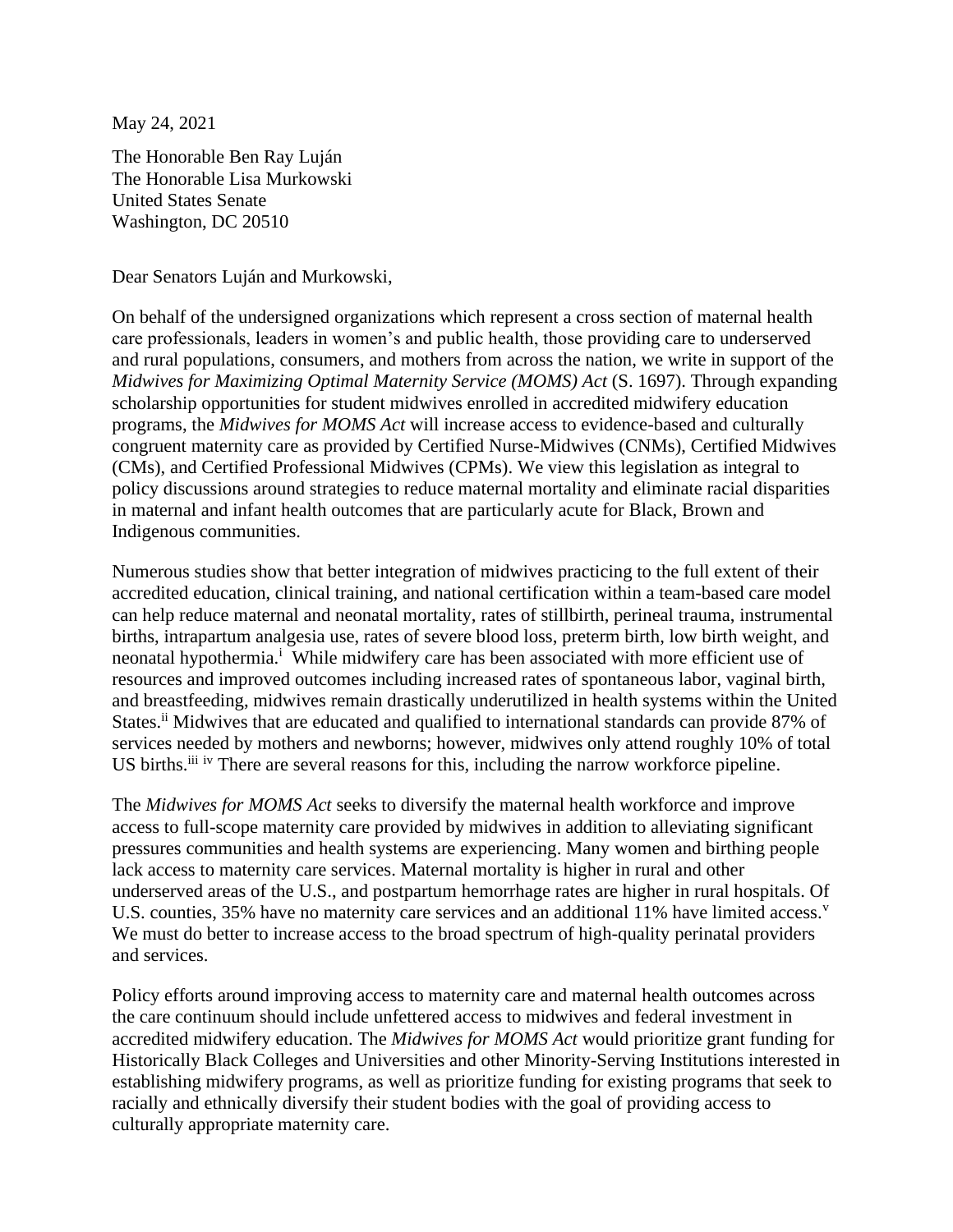May 24, 2021

The Honorable Ben Ray Luján
The Honorable Lisa Murkowski
United States Senate
Washington, DC 20510

Dear Senators Luján and Murkowski,

On behalf of the undersigned organizations which represent a cross section of maternal health care professionals, leaders in women's and public health, those providing care to underserved and rural populations, consumers, and mothers from across the nation, we write in support of the *Midwives for Maximizing Optimal Maternity Service (MOMS) Act* (S. 1697). Through expanding scholarship opportunities for student midwives enrolled in accredited midwifery education programs, the *Midwives for MOMS Act* will increase access to evidence-based and culturally congruent maternity care as provided by Certified Nurse-Midwives (CNMs), Certified Midwives (CMs), and Certified Professional Midwives (CPMs). We view this legislation as integral to policy discussions around strategies to reduce maternal mortality and eliminate racial disparities in maternal and infant health outcomes that are particularly acute for Black, Brown and Indigenous communities.

Numerous studies show that better integration of midwives practicing to the full extent of their accredited education, clinical training, and national certification within a team-based care model can help reduce maternal and neonatal mortality, rates of stillbirth, perineal trauma, instrumental births, intrapartum analgesia use, rates of severe blood loss, preterm birth, low birth weight, and neonatal hypothermia.[i] While midwifery care has been associated with more efficient use of resources and improved outcomes including increased rates of spontaneous labor, vaginal birth, and breastfeeding, midwives remain drastically underutilized in health systems within the United States.[ii] Midwives that are educated and qualified to international standards can provide 87% of services needed by mothers and newborns; however, midwives only attend roughly 10% of total US births.[iii] [iv] There are several reasons for this, including the narrow workforce pipeline.

The *Midwives for MOMS Act* seeks to diversify the maternal health workforce and improve access to full-scope maternity care provided by midwives in addition to alleviating significant pressures communities and health systems are experiencing. Many women and birthing people lack access to maternity care services. Maternal mortality is higher in rural and other underserved areas of the U.S., and postpartum hemorrhage rates are higher in rural hospitals. Of U.S. counties, 35% have no maternity care services and an additional 11% have limited access.[v] We must do better to increase access to the broad spectrum of high-quality perinatal providers and services.

Policy efforts around improving access to maternity care and maternal health outcomes across the care continuum should include unfettered access to midwives and federal investment in accredited midwifery education. The *Midwives for MOMS Act* would prioritize grant funding for Historically Black Colleges and Universities and other Minority-Serving Institutions interested in establishing midwifery programs, as well as prioritize funding for existing programs that seek to racially and ethnically diversify their student bodies with the goal of providing access to culturally appropriate maternity care.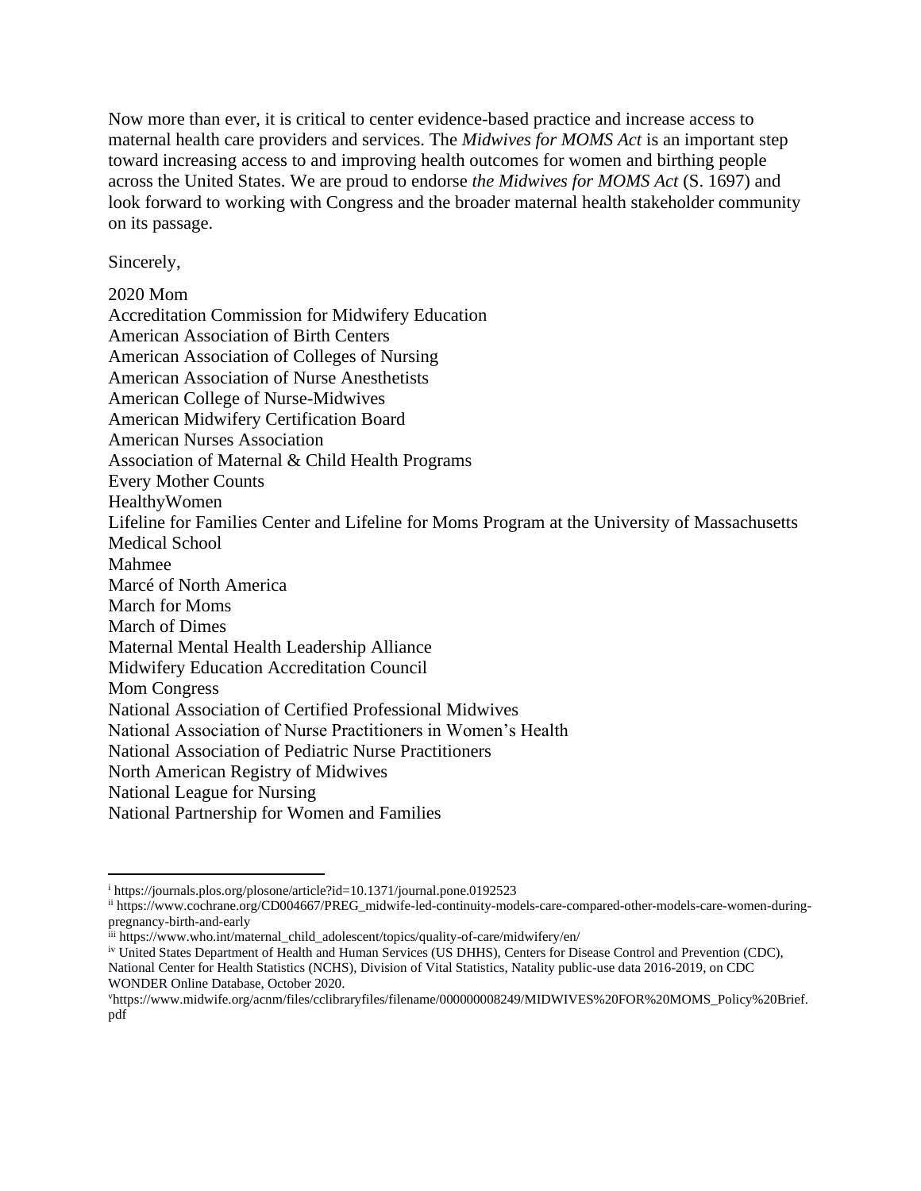Now more than ever, it is critical to center evidence-based practice and increase access to maternal health care providers and services. The *Midwives for MOMS Act* is an important step toward increasing access to and improving health outcomes for women and birthing people across the United States. We are proud to endorse *the Midwives for MOMS Act* (S. 1697) and look forward to working with Congress and the broader maternal health stakeholder community on its passage.

Sincerely,

2020 Mom
Accreditation Commission for Midwifery Education
American Association of Birth Centers
American Association of Colleges of Nursing
American Association of Nurse Anesthetists
American College of Nurse-Midwives
American Midwifery Certification Board
American Nurses Association
Association of Maternal & Child Health Programs
Every Mother Counts
HealthyWomen
Lifeline for Families Center and Lifeline for Moms Program at the University of Massachusetts Medical School
Mahmee
Marcé of North America
March for Moms
March of Dimes
Maternal Mental Health Leadership Alliance
Midwifery Education Accreditation Council
Mom Congress
National Association of Certified Professional Midwives
National Association of Nurse Practitioners in Women's Health
National Association of Pediatric Nurse Practitioners
North American Registry of Midwives
National League for Nursing
National Partnership for Women and Families

---

[i] https://journals.plos.org/plosone/article?id=10.1371/journal.pone.0192523

[ii] https://www.cochrane.org/CD004667/PREG_midwife-led-continuity-models-care-compared-other-models-care-women-during-pregnancy-birth-and-early

[iii] https://www.who.int/maternal_child_adolescent/topics/quality-of-care/midwifery/en/

[iv] United States Department of Health and Human Services (US DHHS), Centers for Disease Control and Prevention (CDC), National Center for Health Statistics (NCHS), Division of Vital Statistics, Natality public-use data 2016-2019, on CDC WONDER Online Database, October 2020.

[v] https://www.midwife.org/acnm/files/cclibraryfiles/filename/000000008249/MIDWIVES%20FOR%20MOMS_Policy%20Brief.pdf